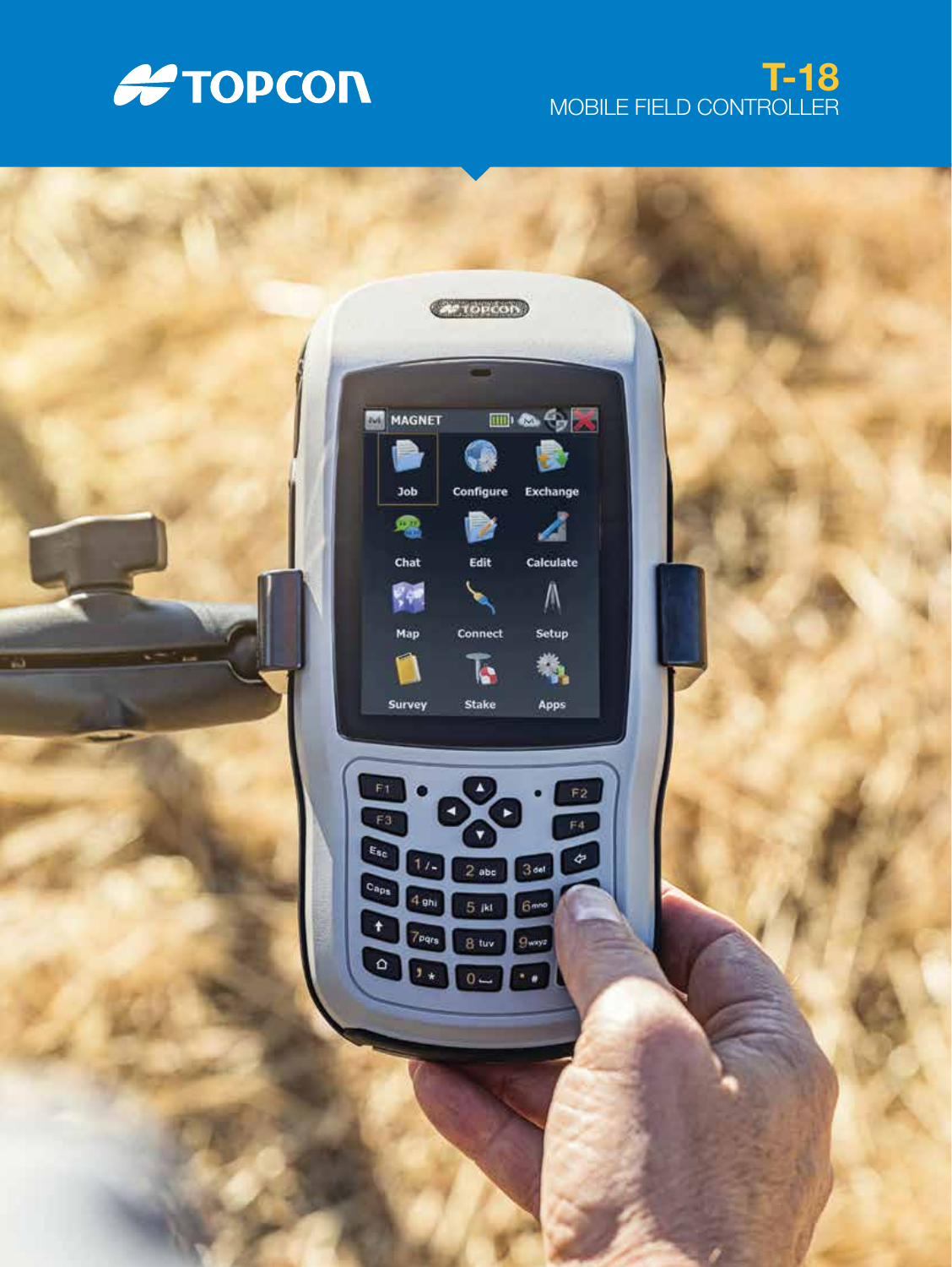TOPCON

# T-18

MOBILE FIELD CONTROLLER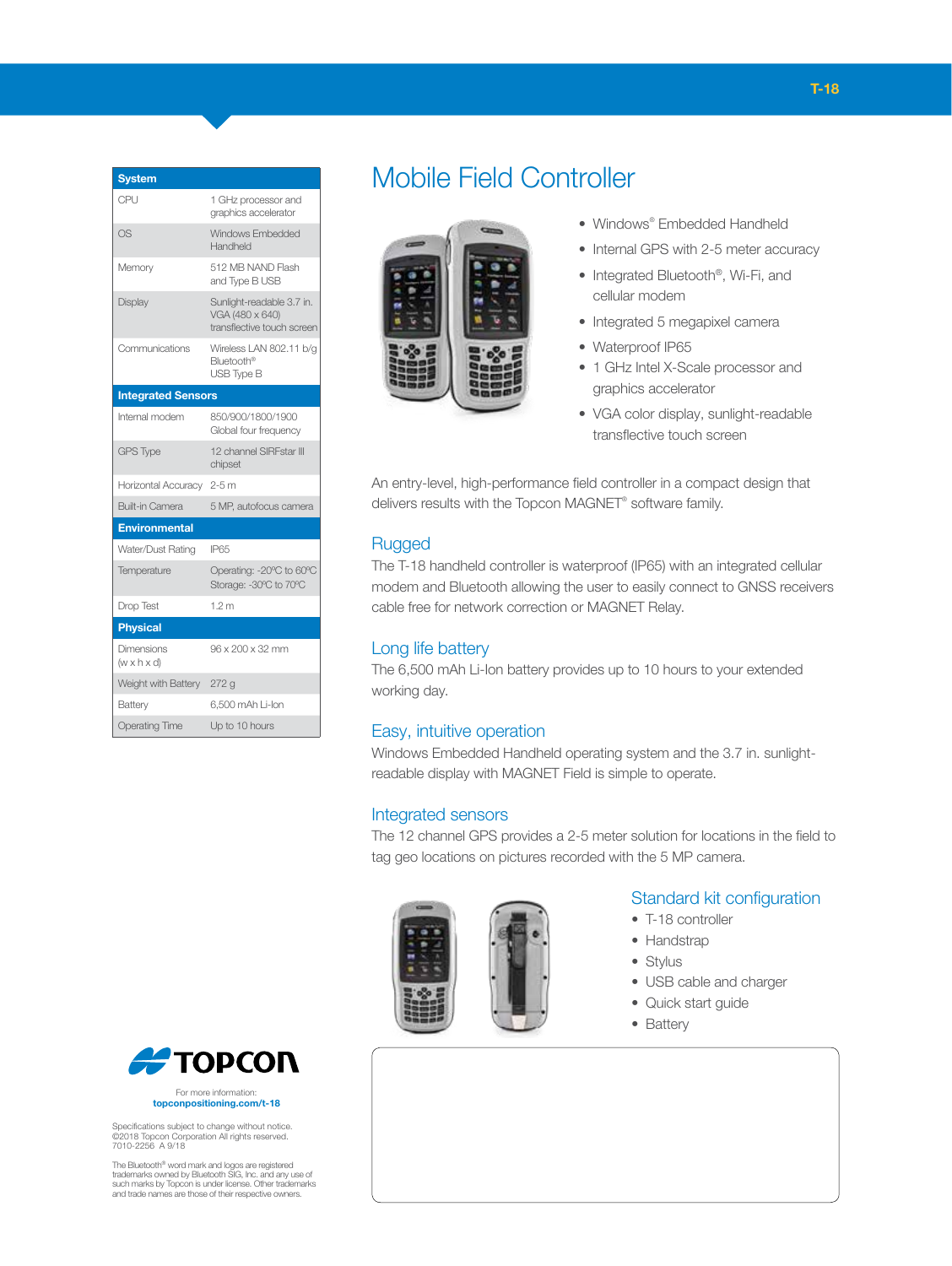# Mobile Field Controller

- Windows® Embedded Handheld
- Internal GPS with 2-5 meter accuracy
- Integrated Bluetooth®, Wi-Fi, and cellular modem
- Integrated 5 megapixel camera
- Waterproof IP65
- 1 GHz Intel X-Scale processor and graphics accelerator
- VGA color display, sunlight-readable transflective touch screen

An entry-level, high-performance field controller in a compact design that delivers results with the Topcon MAGNET® software family.

## Rugged

The T-18 handheld controller is waterproof (IP65) with an integrated cellular modem and Bluetooth allowing the user to easily connect to GNSS receivers cable free for network correction or MAGNET Relay.

## Long life battery

The 6,500 mAh Li-Ion battery provides up to 10 hours to your extended working day.

## Easy, intuitive operation

Windows Embedded Handheld operating system and the 3.7 in. sunlight-readable display with MAGNET Field is simple to operate.

## Integrated sensors

The 12 channel GPS provides a 2-5 meter solution for locations in the field to tag geo locations on pictures recorded with the 5 MP camera.

## Standard kit configuration

- T-18 controller
- Handstrap
- Stylus
- USB cable and charger
- Quick start guide
- Battery

| | |
|---|---|
| **System** | |
| CPU | 1 GHz processor and graphics accelerator |
| OS | Windows Embedded Handheld |
| Memory | 512 MB NAND Flash and Type B USB |
| Display | Sunlight-readable 3.7 in. VGA (480 x 640) transflective touch screen |
| Communications | Wireless LAN 802.11 b/g Bluetooth® USB Type B |
| **Integrated Sensors** | |
| Internal modem | 850/900/1800/1900 Global four frequency |
| GPS Type | 12 channel SIRFstar III chipset |
| Horizontal Accuracy | 2-5 m |
| Built-in Camera | 5 MP, autofocus camera |
| **Environmental** | |
| Water/Dust Rating | IP65 |
| Temperature | Operating: -20ºC to 60ºC Storage: -30ºC to 70ºC |
| Drop Test | 1.2 m |
| **Physical** | |
| Dimensions (w x h x d) | 96 x 200 x 32 mm |
| Weight with Battery | 272 g |
| Battery | 6,500 mAh Li-Ion |
| Operating Time | Up to 10 hours |

TOPCON

For more information:
topconpositioning.com/t-18

Specifications subject to change without notice.
©2018 Topcon Corporation All rights reserved.
7010-2256 A 9/18

The Bluetooth® word mark and logos are registered trademarks owned by Bluetooth SIG, Inc. and any use of such marks by Topcon is under license. Other trademarks and trade names are those of their respective owners.